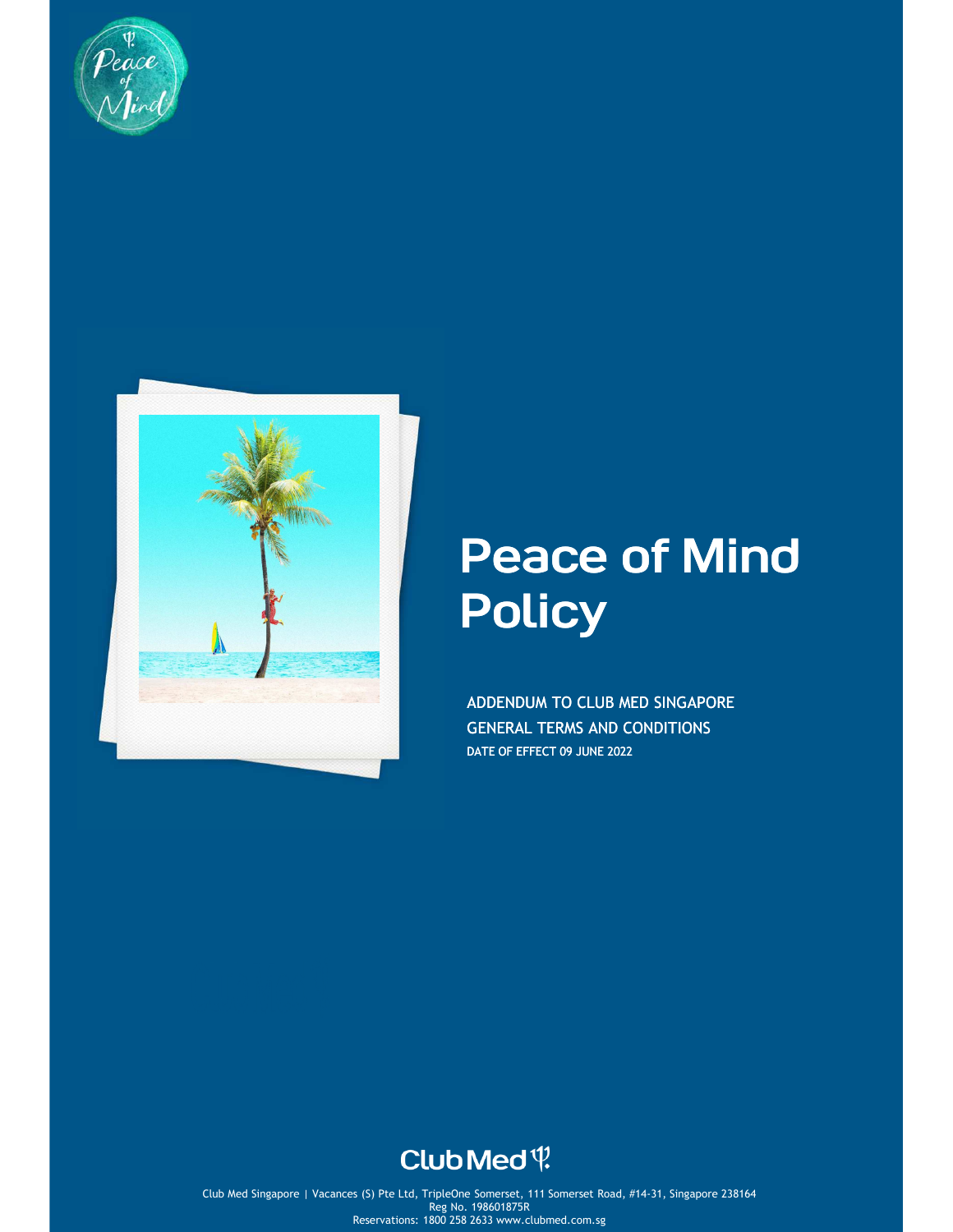# Peace of Mind Policy

ADDENDUM TO CLUB MED SINGAPORE GENERAL TERMS AND CONDITIONS

**DATE OF EFFECT 09 JUNE 2022**

Club Med Singapore | Vacances (S) Pte Ltd, TripleOne Somerset, 111 Somerset Road, #14-31, Singapore 238164
Reg No. 198601875R
Reservations: 1800 258 2633 www.clubmed.com.sg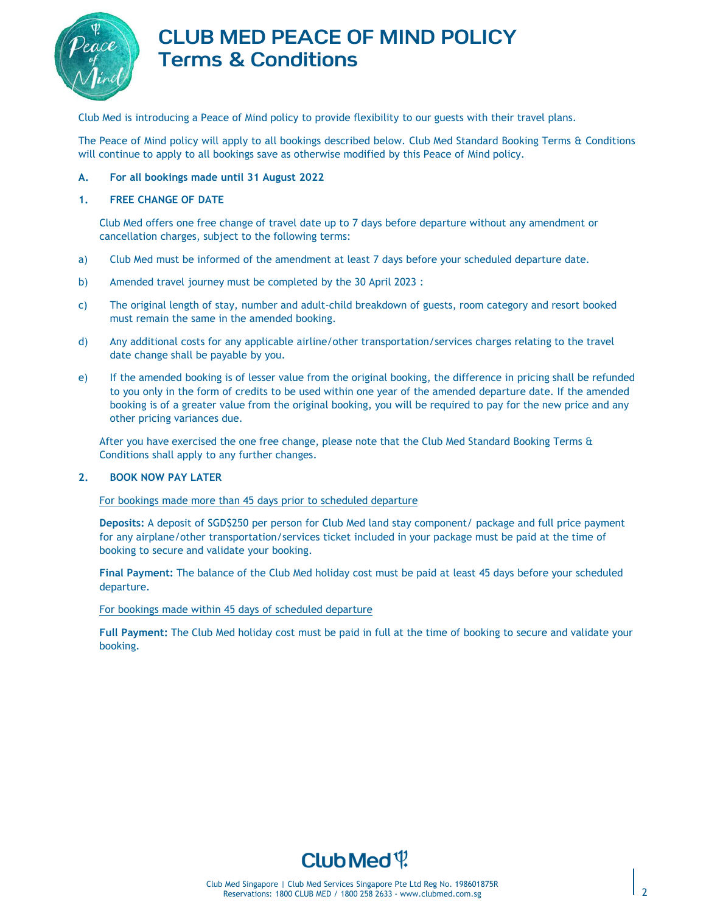# CLUB MED PEACE OF MIND POLICY
## Terms & Conditions

Club Med is introducing a Peace of Mind policy to provide flexibility to our guests with their travel plans.

The Peace of Mind policy will apply to all bookings described below. Club Med Standard Booking Terms & Conditions will continue to apply to all bookings save as otherwise modified by this Peace of Mind policy.

**A. For all bookings made until 31 August 2022**

**1. FREE CHANGE OF DATE**

Club Med offers one free change of travel date up to 7 days before departure without any amendment or cancellation charges, subject to the following terms:

a) Club Med must be informed of the amendment at least 7 days before your scheduled departure date.

b) Amended travel journey must be completed by the 30 April 2023 :

c) The original length of stay, number and adult-child breakdown of guests, room category and resort booked must remain the same in the amended booking.

d) Any additional costs for any applicable airline/other transportation/services charges relating to the travel date change shall be payable by you.

e) If the amended booking is of lesser value from the original booking, the difference in pricing shall be refunded to you only in the form of credits to be used within one year of the amended departure date. If the amended booking is of a greater value from the original booking, you will be required to pay for the new price and any other pricing variances due.

After you have exercised the one free change, please note that the Club Med Standard Booking Terms & Conditions shall apply to any further changes.

**2. BOOK NOW PAY LATER**

<u>For bookings made more than 45 days prior to scheduled departure</u>

**Deposits:** A deposit of SGD$250 per person for Club Med land stay component/ package and full price payment for any airplane/other transportation/services ticket included in your package must be paid at the time of booking to secure and validate your booking.

**Final Payment:** The balance of the Club Med holiday cost must be paid at least 45 days before your scheduled departure.

<u>For bookings made within 45 days of scheduled departure</u>

**Full Payment:** The Club Med holiday cost must be paid in full at the time of booking to secure and validate your booking.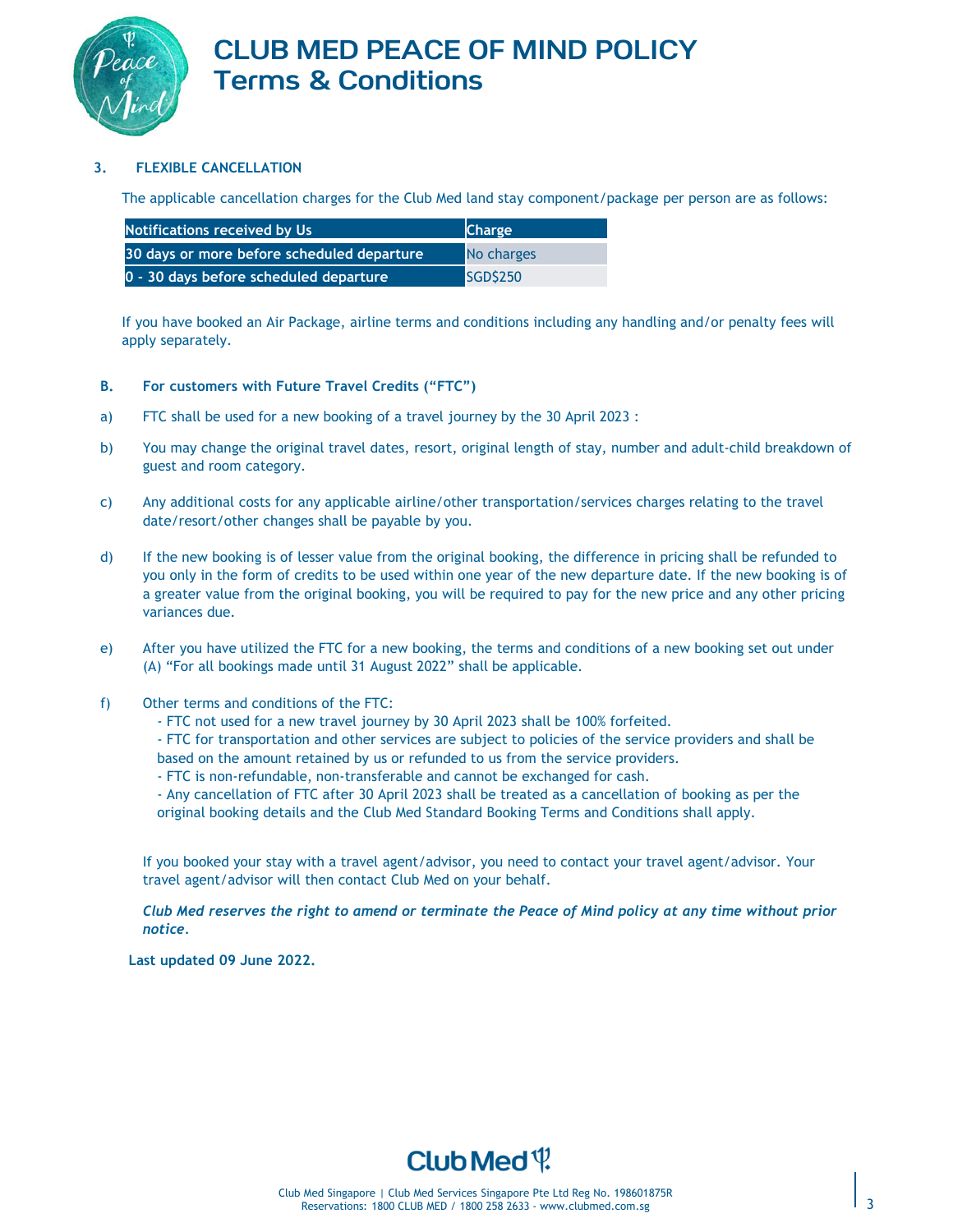# CLUB MED PEACE OF MIND POLICY
## Terms & Conditions

### 3. FLEXIBLE CANCELLATION

The applicable cancellation charges for the Club Med land stay component/package per person are as follows:

| Notifications received by Us | Charge |
| --- | --- |
| 30 days or more before scheduled departure | No charges |
| 0 - 30 days before scheduled departure | SGD$250 |

If you have booked an Air Package, airline terms and conditions including any handling and/or penalty fees will apply separately.

### B. For customers with Future Travel Credits (“FTC”)

a) FTC shall be used for a new booking of a travel journey by the 30 April 2023 :

b) You may change the original travel dates, resort, original length of stay, number and adult-child breakdown of guest and room category.

c) Any additional costs for any applicable airline/other transportation/services charges relating to the travel date/resort/other changes shall be payable by you.

d) If the new booking is of lesser value from the original booking, the difference in pricing shall be refunded to you only in the form of credits to be used within one year of the new departure date. If the new booking is of a greater value from the original booking, you will be required to pay for the new price and any other pricing variances due.

e) After you have utilized the FTC for a new booking, the terms and conditions of a new booking set out under (A) “For all bookings made until 31 August 2022” shall be applicable.

f) Other terms and conditions of the FTC:
- FTC not used for a new travel journey by 30 April 2023 shall be 100% forfeited.
- FTC for transportation and other services are subject to policies of the service providers and shall be based on the amount retained by us or refunded to us from the service providers.
- FTC is non-refundable, non-transferable and cannot be exchanged for cash.
- Any cancellation of FTC after 30 April 2023 shall be treated as a cancellation of booking as per the original booking details and the Club Med Standard Booking Terms and Conditions shall apply.

If you booked your stay with a travel agent/advisor, you need to contact your travel agent/advisor. Your travel agent/advisor will then contact Club Med on your behalf.

***Club Med reserves the right to amend or terminate the Peace of Mind policy at any time without prior notice.***

**Last updated 09 June 2022.**

Club Med Singapore | Club Med Services Singapore Pte Ltd Reg No. 198601875R
Reservations: 1800 CLUB MED / 1800 258 2633 - www.clubmed.com.sg